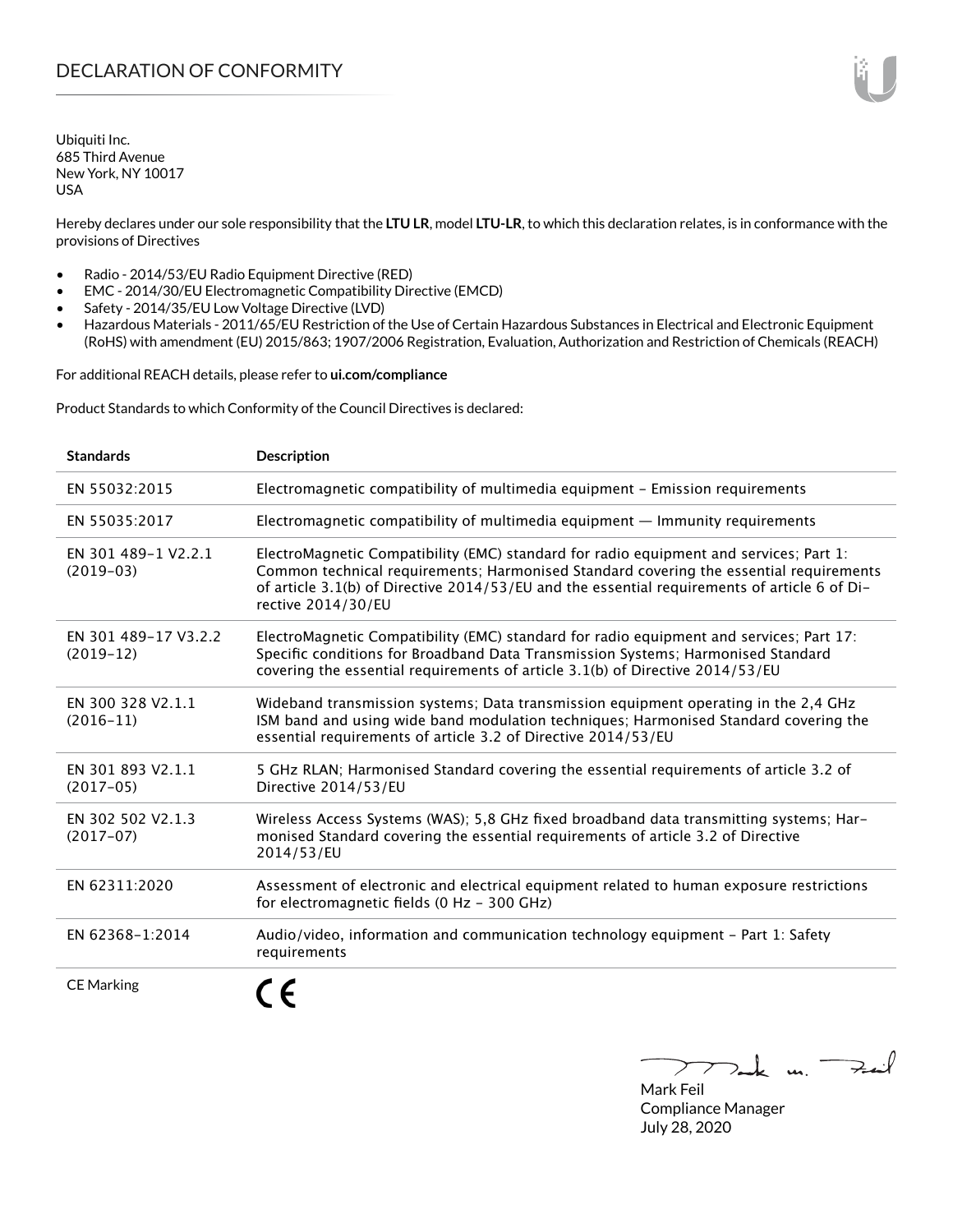# DECLARATION OF CONFORMITY

Ubiquiti Inc.
685 Third Avenue
New York, NY 10017
USA

Hereby declares under our sole responsibility that the **LTU LR**, model **LTU-LR**, to which this declaration relates, is in conformance with the provisions of Directives

- Radio - 2014/53/EU Radio Equipment Directive (RED)
- EMC - 2014/30/EU Electromagnetic Compatibility Directive (EMCD)
- Safety - 2014/35/EU Low Voltage Directive (LVD)
- Hazardous Materials - 2011/65/EU Restriction of the Use of Certain Hazardous Substances in Electrical and Electronic Equipment (RoHS) with amendment (EU) 2015/863; 1907/2006 Registration, Evaluation, Authorization and Restriction of Chemicals (REACH)

For additional REACH details, please refer to **ui.com/compliance**

Product Standards to which Conformity of the Council Directives is declared:

| Standards | Description |
|---|---|
| EN 55032:2015 | Electromagnetic compatibility of multimedia equipment – Emission requirements |
| EN 55035:2017 | Electromagnetic compatibility of multimedia equipment — Immunity requirements |
| EN 301 489-1 V2.2.1 (2019-03) | ElectroMagnetic Compatibility (EMC) standard for radio equipment and services; Part 1: Common technical requirements; Harmonised Standard covering the essential requirements of article 3.1(b) of Directive 2014/53/EU and the essential requirements of article 6 of Directive 2014/30/EU |
| EN 301 489-17 V3.2.2 (2019-12) | ElectroMagnetic Compatibility (EMC) standard for radio equipment and services; Part 17: Specific conditions for Broadband Data Transmission Systems; Harmonised Standard covering the essential requirements of article 3.1(b) of Directive 2014/53/EU |
| EN 300 328 V2.1.1 (2016-11) | Wideband transmission systems; Data transmission equipment operating in the 2,4 GHz ISM band and using wide band modulation techniques; Harmonised Standard covering the essential requirements of article 3.2 of Directive 2014/53/EU |
| EN 301 893 V2.1.1 (2017-05) | 5 GHz RLAN; Harmonised Standard covering the essential requirements of article 3.2 of Directive 2014/53/EU |
| EN 302 502 V2.1.3 (2017-07) | Wireless Access Systems (WAS); 5,8 GHz fixed broadband data transmitting systems; Harmonised Standard covering the essential requirements of article 3.2 of Directive 2014/53/EU |
| EN 62311:2020 | Assessment of electronic and electrical equipment related to human exposure restrictions for electromagnetic fields (0 Hz - 300 GHz) |
| EN 62368-1:2014 | Audio/video, information and communication technology equipment - Part 1: Safety requirements |
| CE Marking | CE |

Mark Feil
Compliance Manager
July 28, 2020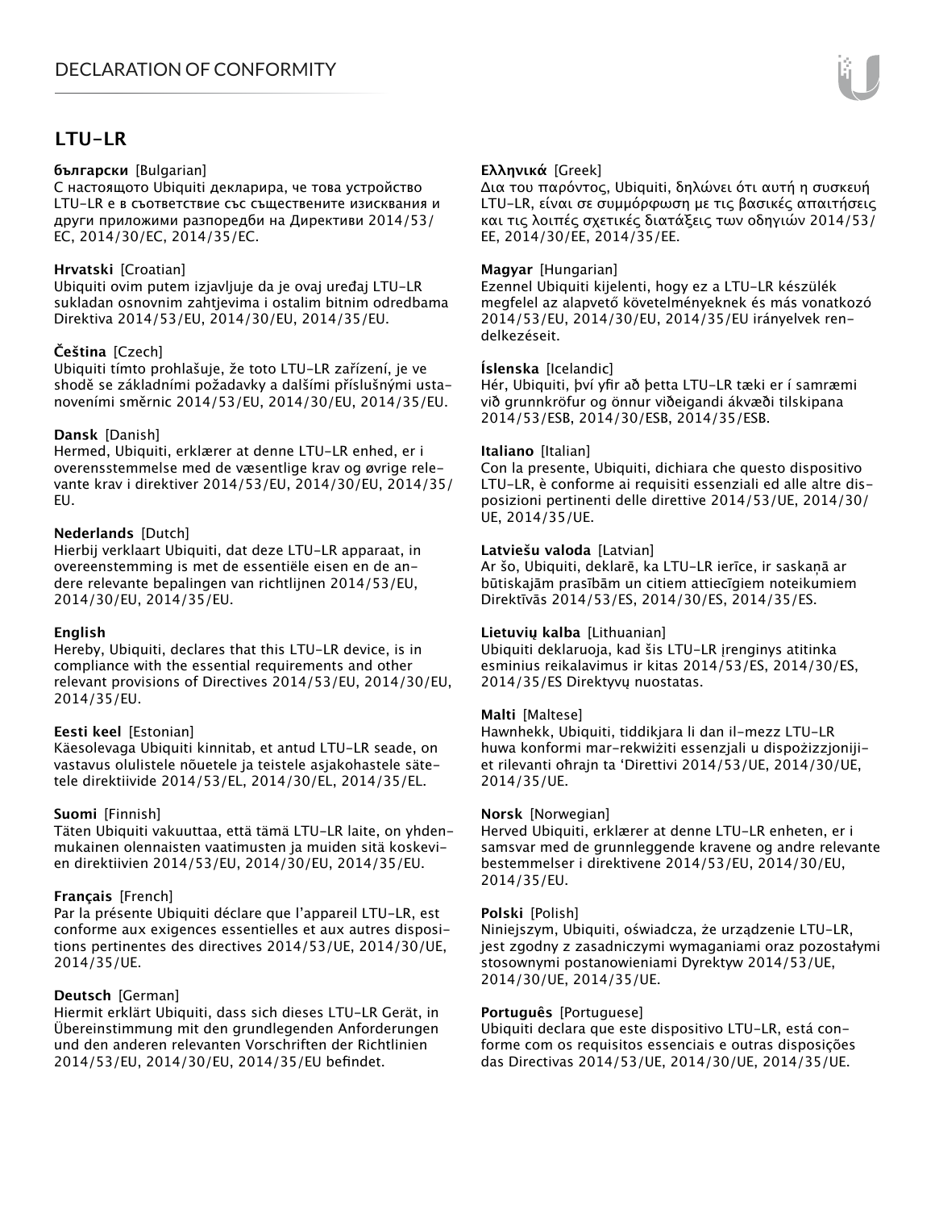# DECLARATION OF CONFORMITY

## LTU-LR

**български** [Bulgarian]
С настоящото Ubiquiti декларира, че това устройство LTU-LR е в съответствие със съществените изисквания и други приложими разпоредби на Директиви 2014/53/EC, 2014/30/EC, 2014/35/EC.

**Hrvatski** [Croatian]
Ubiquiti ovim putem izjavljuje da je ovaj uređaj LTU-LR sukladan osnovnim zahtjevima i ostalim bitnim odredbama Direktiva 2014/53/EU, 2014/30/EU, 2014/35/EU.

**Čeština** [Czech]
Ubiquiti tímto prohlašuje, že toto LTU-LR zařízení, je ve shodě se základními požadavky a dalšími příslušnými ustanoveními směrnic 2014/53/EU, 2014/30/EU, 2014/35/EU.

**Dansk** [Danish]
Hermed, Ubiquiti, erklærer at denne LTU-LR enhed, er i overensstemmelse med de væsentlige krav og øvrige relevante krav i direktiver 2014/53/EU, 2014/30/EU, 2014/35/EU.

**Nederlands** [Dutch]
Hierbij verklaart Ubiquiti, dat deze LTU-LR apparaat, in overeenstemming is met de essentiële eisen en de andere relevante bepalingen van richtlijnen 2014/53/EU, 2014/30/EU, 2014/35/EU.

**English**
Hereby, Ubiquiti, declares that this LTU-LR device, is in compliance with the essential requirements and other relevant provisions of Directives 2014/53/EU, 2014/30/EU, 2014/35/EU.

**Eesti keel** [Estonian]
Käesolevaga Ubiquiti kinnitab, et antud LTU-LR seade, on vastavus olulistele nõuetele ja teistele asjakohastele sätetele direktiivide 2014/53/EL, 2014/30/EL, 2014/35/EL.

**Suomi** [Finnish]
Täten Ubiquiti vakuuttaa, että tämä LTU-LR laite, on yhdenmukainen olennaisten vaatimusten ja muiden sitä koskevien direktiivien 2014/53/EU, 2014/30/EU, 2014/35/EU.

**Français** [French]
Par la présente Ubiquiti déclare que l'appareil LTU-LR, est conforme aux exigences essentielles et aux autres dispositions pertinentes des directives 2014/53/UE, 2014/30/UE, 2014/35/UE.

**Deutsch** [German]
Hiermit erklärt Ubiquiti, dass sich dieses LTU-LR Gerät, in Übereinstimmung mit den grundlegenden Anforderungen und den anderen relevanten Vorschriften der Richtlinien 2014/53/EU, 2014/30/EU, 2014/35/EU befindet.

**Ελληνικά** [Greek]
Δια του παρόντος, Ubiquiti, δηλώνει ότι αυτή η συσκευή LTU-LR, είναι σε συμμόρφωση με τις βασικές απαιτήσεις και τις λοιπές σχετικές διατάξεις των οδηγιών 2014/53/EE, 2014/30/EE, 2014/35/EE.

**Magyar** [Hungarian]
Ezennel Ubiquiti kijelenti, hogy ez a LTU-LR készülék megfelel az alapvető követelményeknek és más vonatkozó 2014/53/EU, 2014/30/EU, 2014/35/EU irányelvek rendelkezéseit.

**Íslenska** [Icelandic]
Hér, Ubiquiti, því yfir að þetta LTU-LR tæki er í samræmi við grunnkröfur og önnur viðeigandi ákvæði tilskipana 2014/53/ESB, 2014/30/ESB, 2014/35/ESB.

**Italiano** [Italian]
Con la presente, Ubiquiti, dichiara che questo dispositivo LTU-LR, è conforme ai requisiti essenziali ed alle altre disposizioni pertinenti delle direttive 2014/53/UE, 2014/30/UE, 2014/35/UE.

**Latviešu valoda** [Latvian]
Ar šo, Ubiquiti, deklarē, ka LTU-LR ierīce, ir saskaņā ar būtiskajām prasībām un citiem attiecīgiem noteikumiem Direktīvās 2014/53/ES, 2014/30/ES, 2014/35/ES.

**Lietuvių kalba** [Lithuanian]
Ubiquiti deklaruoja, kad šis LTU-LR įrenginys atitinka esminius reikalavimus ir kitas 2014/53/ES, 2014/30/ES, 2014/35/ES Direktyvų nuostatas.

**Malti** [Maltese]
Hawnhekk, Ubiquiti, tiddikjara li dan il-mezz LTU-LR huwa konformi mar-rekwiżiti essenzjali u dispożizzjonijiet rilevanti oħrajn ta 'Direttivi 2014/53/UE, 2014/30/UE, 2014/35/UE.

**Norsk** [Norwegian]
Herved Ubiquiti, erklærer at denne LTU-LR enheten, er i samsvar med de grunnleggende kravene og andre relevante bestemmelser i direktivene 2014/53/EU, 2014/30/EU, 2014/35/EU.

**Polski** [Polish]
Niniejszym, Ubiquiti, oświadcza, że urządzenie LTU-LR, jest zgodny z zasadniczymi wymaganiami oraz pozostałymi stosownymi postanowieniami Dyrektyw 2014/53/UE, 2014/30/UE, 2014/35/UE.

**Português** [Portuguese]
Ubiquiti declara que este dispositivo LTU-LR, está conforme com os requisitos essenciais e outras disposições das Directivas 2014/53/UE, 2014/30/UE, 2014/35/UE.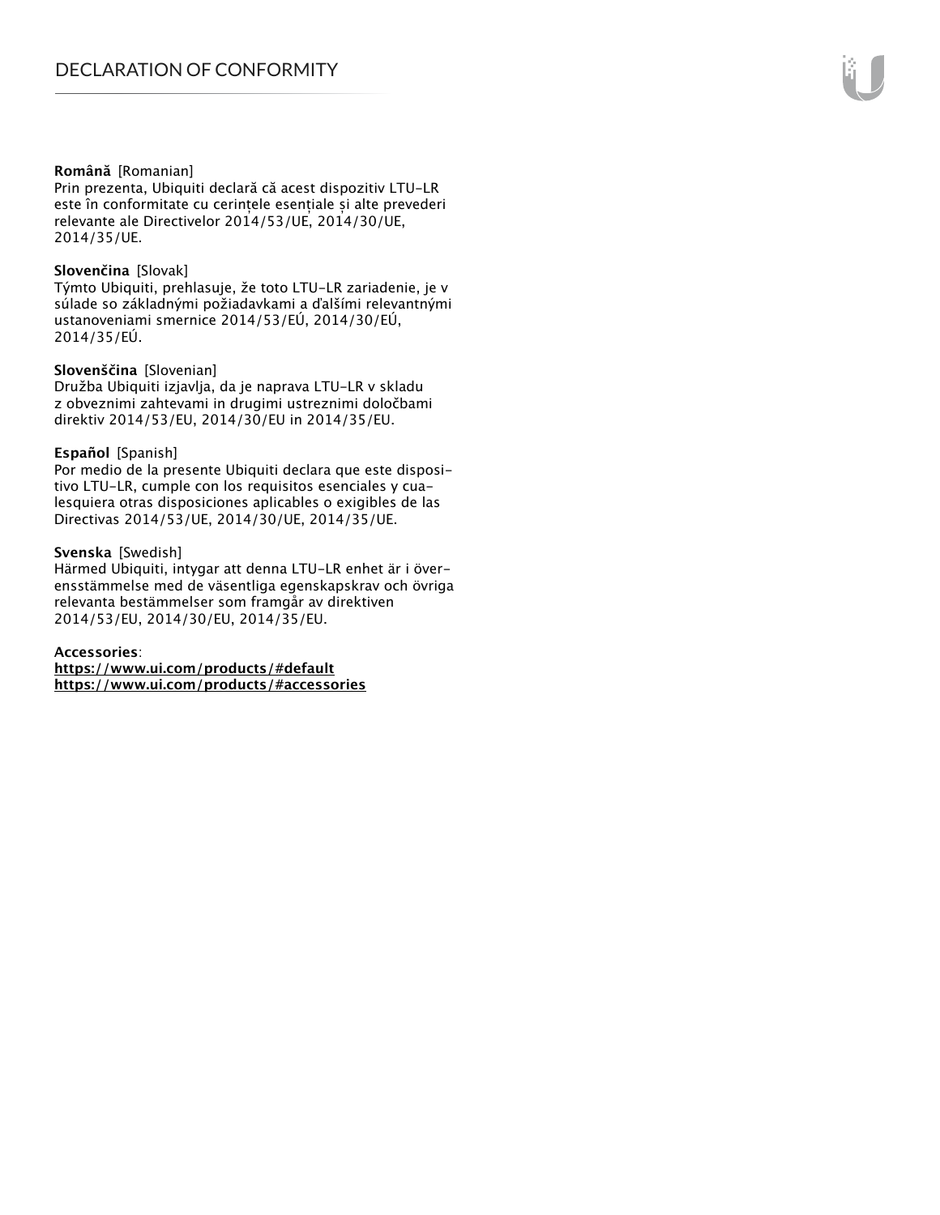**Română** [Romanian]
Prin prezenta, Ubiquiti declară că acest dispozitiv LTU-LR este în conformitate cu cerințele esențiale și alte prevederi relevante ale Directivelor 2014/53/UE, 2014/30/UE, 2014/35/UE.

**Slovenčina** [Slovak]
Týmto Ubiquiti, prehlasuje, že toto LTU-LR zariadenie, je v súlade so základnými požiadavkami a ďalšími relevantnými ustanoveniami smernice 2014/53/EÚ, 2014/30/EÚ, 2014/35/EÚ.

**Slovenščina** [Slovenian]
Družba Ubiquiti izjavlja, da je naprava LTU-LR v skladu z obveznimi zahtevami in drugimi ustreznimi določbami direktiv 2014/53/EU, 2014/30/EU in 2014/35/EU.

**Español** [Spanish]
Por medio de la presente Ubiquiti declara que este dispositivo LTU-LR, cumple con los requisitos esenciales y cualesquiera otras disposiciones aplicables o exigibles de las Directivas 2014/53/UE, 2014/30/UE, 2014/35/UE.

**Svenska** [Swedish]
Härmed Ubiquiti, intygar att denna LTU-LR enhet är i överensstämmelse med de väsentliga egenskapskrav och övriga relevanta bestämmelser som framgår av direktiven 2014/53/EU, 2014/30/EU, 2014/35/EU.

**Accessories**:
**https://www.ui.com/products/#default**
**https://www.ui.com/products/#accessories**